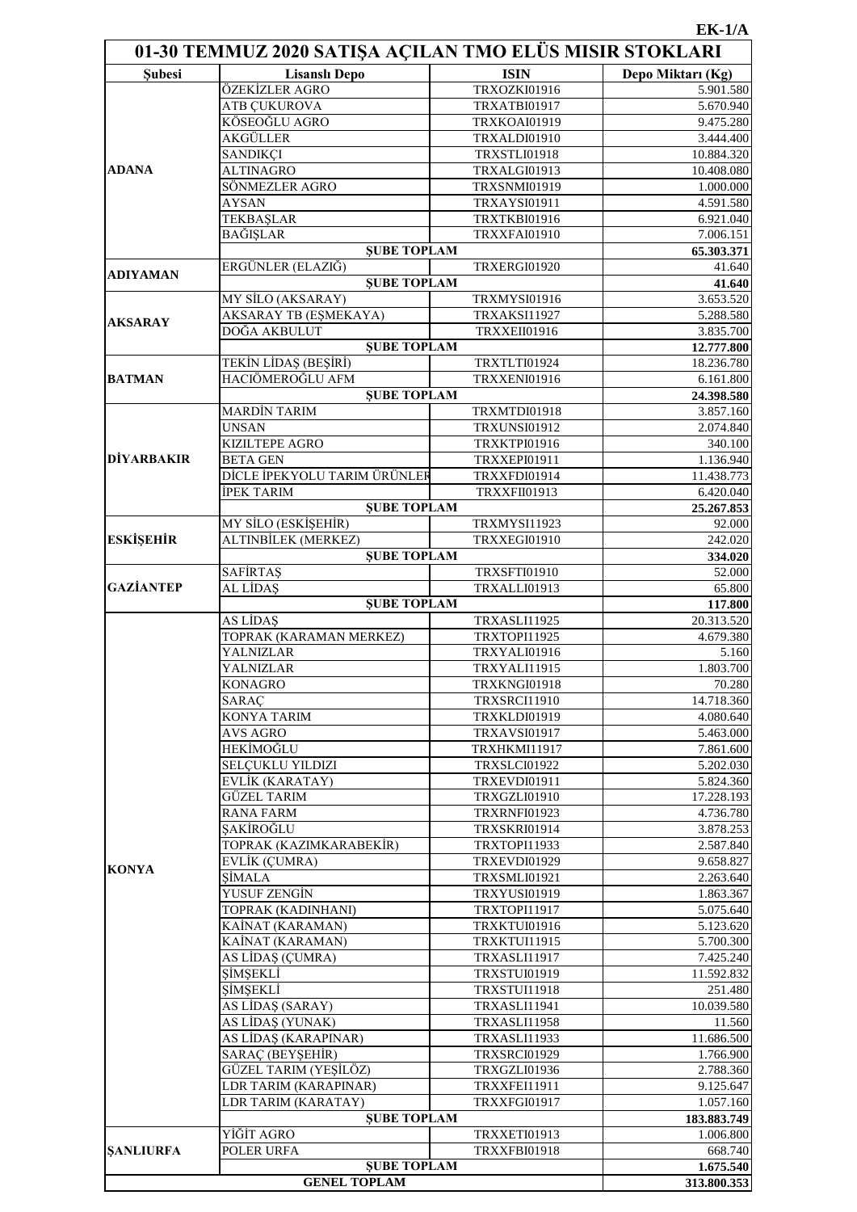**EK-1/A**

# 01-30 TEMMUZ 2020 SATIŞA AÇILAN TMO ELÜS MISIR STOKLARI

| Şubesi | Lisanslı Depo | ISIN | Depo Miktarı (Kg) |
|---|---|---|---|
| ADANA | ÖZEKİZLER AGRO | TRXOZKI01916 | 5.901.580 |
| | ATB ÇUKUROVA | TRXATBI01917 | 5.670.940 |
| | KÖSEOĞLU AGRO | TRXKOAI01919 | 9.475.280 |
| | AKGÜLLER | TRXALDI01910 | 3.444.400 |
| | SANDIKÇI | TRXSTLI01918 | 10.884.320 |
| | ALTINAGRO | TRXALGI01913 | 10.408.080 |
| | SÖNMEZLER AGRO | TRXSNMI01919 | 1.000.000 |
| | AYSAN | TRXAYSI01911 | 4.591.580 |
| | TEKBAŞLAR | TRXTKBI01916 | 6.921.040 |
| | BAĞIŞLAR | TRXXFAI01910 | 7.006.151 |
| | **ŞUBE TOPLAM** | | **65.303.371** |
| ADIYAMAN | ERGÜNLER (ELAZIĞ) | TRXERGI01920 | 41.640 |
| | **ŞUBE TOPLAM** | | **41.640** |
| AKSARAY | MY SİLO (AKSARAY) | TRXMYSI01916 | 3.653.520 |
| | AKSARAY TB (EŞMEKAYA) | TRXAKSI11927 | 5.288.580 |
| | DOĞA AKBULUT | TRXXEII01916 | 3.835.700 |
| | **ŞUBE TOPLAM** | | **12.777.800** |
| BATMAN | TEKİN LİDAŞ (BEŞİRİ) | TRXTLTI01924 | 18.236.780 |
| | HACIÖMEROĞLU AFM | TRXXENI01916 | 6.161.800 |
| | **ŞUBE TOPLAM** | | **24.398.580** |
| DİYARBAKIR | MARDİN TARIM | TRXMTDI01918 | 3.857.160 |
| | UNSAN | TRXUNSI01912 | 2.074.840 |
| | KIZILTEPE AGRO | TRXKTPI01916 | 340.100 |
| | BETA GEN | TRXXEPI01911 | 1.136.940 |
| | DİCLE İPEKYOLU TARIM ÜRÜNLER | TRXXFDI01914 | 11.438.773 |
| | İPEK TARIM | TRXXFII01913 | 6.420.040 |
| | **ŞUBE TOPLAM** | | **25.267.853** |
| ESKİŞEHİR | MY SİLO (ESKİŞEHİR) | TRXMYSI11923 | 92.000 |
| | ALTINBİLEK (MERKEZ) | TRXXEGI01910 | 242.020 |
| | **ŞUBE TOPLAM** | | **334.020** |
| GAZİANTEP | SAFİRTAŞ | TRXSFTI01910 | 52.000 |
| | AL LİDAŞ | TRXALLI01913 | 65.800 |
| | **ŞUBE TOPLAM** | | **117.800** |
| KONYA | AS LİDAŞ | TRXASLI11925 | 20.313.520 |
| | TOPRAK (KARAMAN MERKEZ) | TRXTOPI11925 | 4.679.380 |
| | YALNIZLAR | TRXYALI01916 | 5.160 |
| | YALNIZLAR | TRXYALI11915 | 1.803.700 |
| | KONAGRO | TRXKNGI01918 | 70.280 |
| | SARAÇ | TRXSRCI11910 | 14.718.360 |
| | KONYA TARIM | TRXKLDI01919 | 4.080.640 |
| | AVS AGRO | TRXAVSI01917 | 5.463.000 |
| | HEKİMOĞLU | TRXHKMI11917 | 7.861.600 |
| | SELÇUKLU YILDIZI | TRXSLCI01922 | 5.202.030 |
| | EVLİK (KARATAY) | TRXEVDI01911 | 5.824.360 |
| | GÜZEL TARIM | TRXGZLI01910 | 17.228.193 |
| | RANA FARM | TRXRNFI01923 | 4.736.780 |
| | ŞAKİROĞLU | TRXSKRI01914 | 3.878.253 |
| | TOPRAK (KAZIMKARABEKİR) | TRXTOPI11933 | 2.587.840 |
| | EVLİK (ÇUMRA) | TRXEVDI01929 | 9.658.827 |
| | ŞİMALA | TRXSMLI01921 | 2.263.640 |
| | YUSUF ZENGİN | TRXYUSI01919 | 1.863.367 |
| | TOPRAK (KADINHANI) | TRXTOPI11917 | 5.075.640 |
| | KAİNAT (KARAMAN) | TRXKTUI01916 | 5.123.620 |
| | KAİNAT (KARAMAN) | TRXKTUI11915 | 5.700.300 |
| | AS LİDAŞ (ÇUMRA) | TRXASLI11917 | 7.425.240 |
| | ŞİMŞEKLİ | TRXSTUI01919 | 11.592.832 |
| | ŞİMŞEKLİ | TRXSTUI11918 | 251.480 |
| | AS LİDAŞ (SARAY) | TRXASLI11941 | 10.039.580 |
| | AS LİDAŞ (YUNAK) | TRXASLI11958 | 11.560 |
| | AS LİDAŞ (KARAPINAR) | TRXASLI11933 | 11.686.500 |
| | SARAÇ (BEYŞEHİR) | TRXSRCI01929 | 1.766.900 |
| | GÜZEL TARIM (YEŞİLÖZ) | TRXGZLI01936 | 2.788.360 |
| | LDR TARIM (KARAPINAR) | TRXXFEI11911 | 9.125.647 |
| | LDR TARIM (KARATAY) | TRXXFGI01917 | 1.057.160 |
| | **ŞUBE TOPLAM** | | **183.883.749** |
| ŞANLIURFA | YİĞİT AGRO | TRXXETI01913 | 1.006.800 |
| | POLER URFA | TRXXFBI01918 | 668.740 |
| | **ŞUBE TOPLAM** | | **1.675.540** |
| **GENEL TOPLAM** | | | **313.800.353** |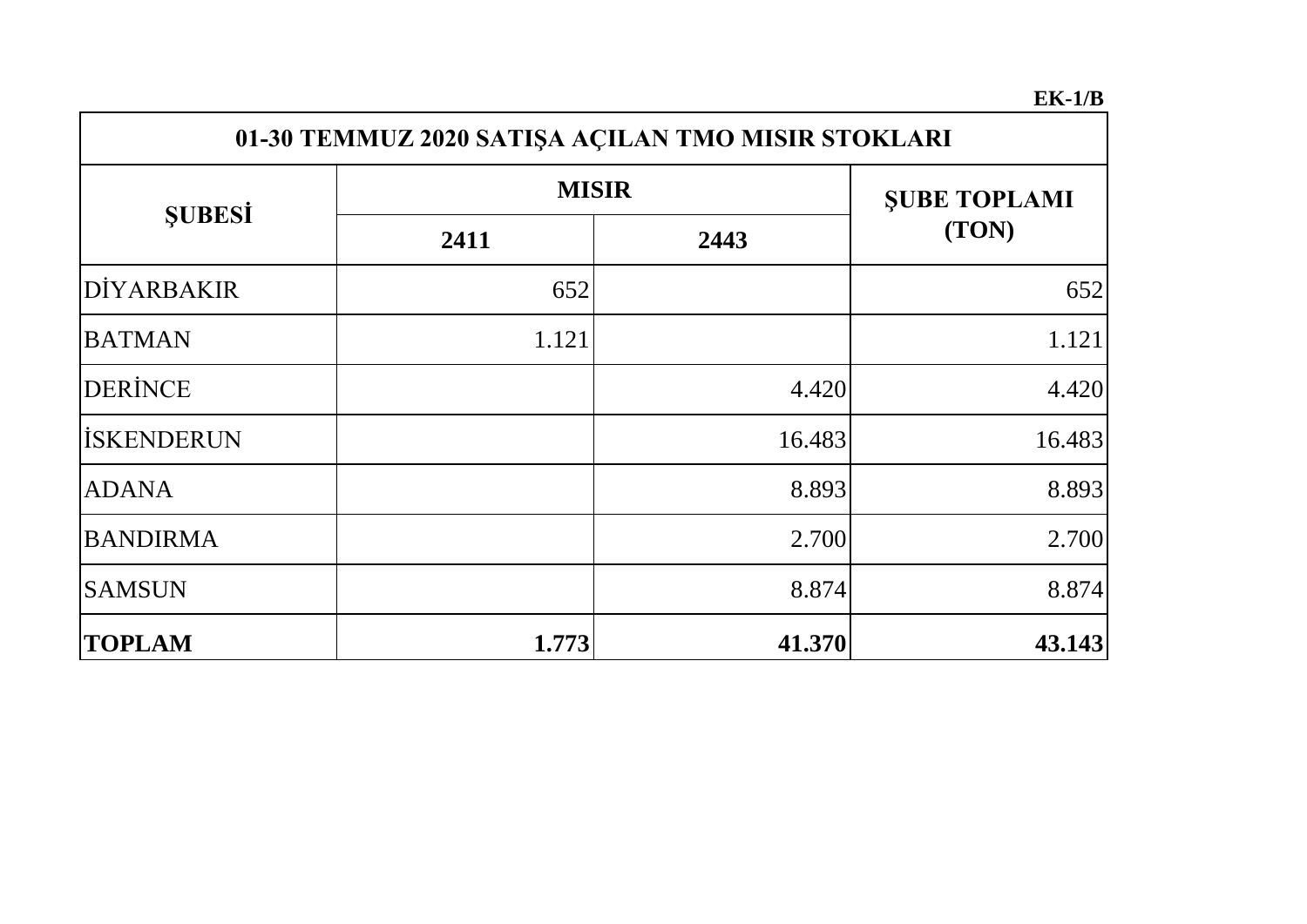**EK-1/B**

| 01-30 TEMMUZ 2020 SATIŞA AÇILAN TMO MISIR STOKLARI | | | |
|---|---|---|---|
| **ŞUBESİ** | **MISIR** | | **ŞUBE TOPLAMI (TON)** |
| | **2411** | **2443** | |
| DİYARBAKIR | 652 | | 652 |
| BATMAN | 1.121 | | 1.121 |
| DERİNCE | | 4.420 | 4.420 |
| İSKENDERUN | | 16.483 | 16.483 |
| ADANA | | 8.893 | 8.893 |
| BANDIRMA | | 2.700 | 2.700 |
| SAMSUN | | 8.874 | 8.874 |
| **TOPLAM** | **1.773** | **41.370** | **43.143** |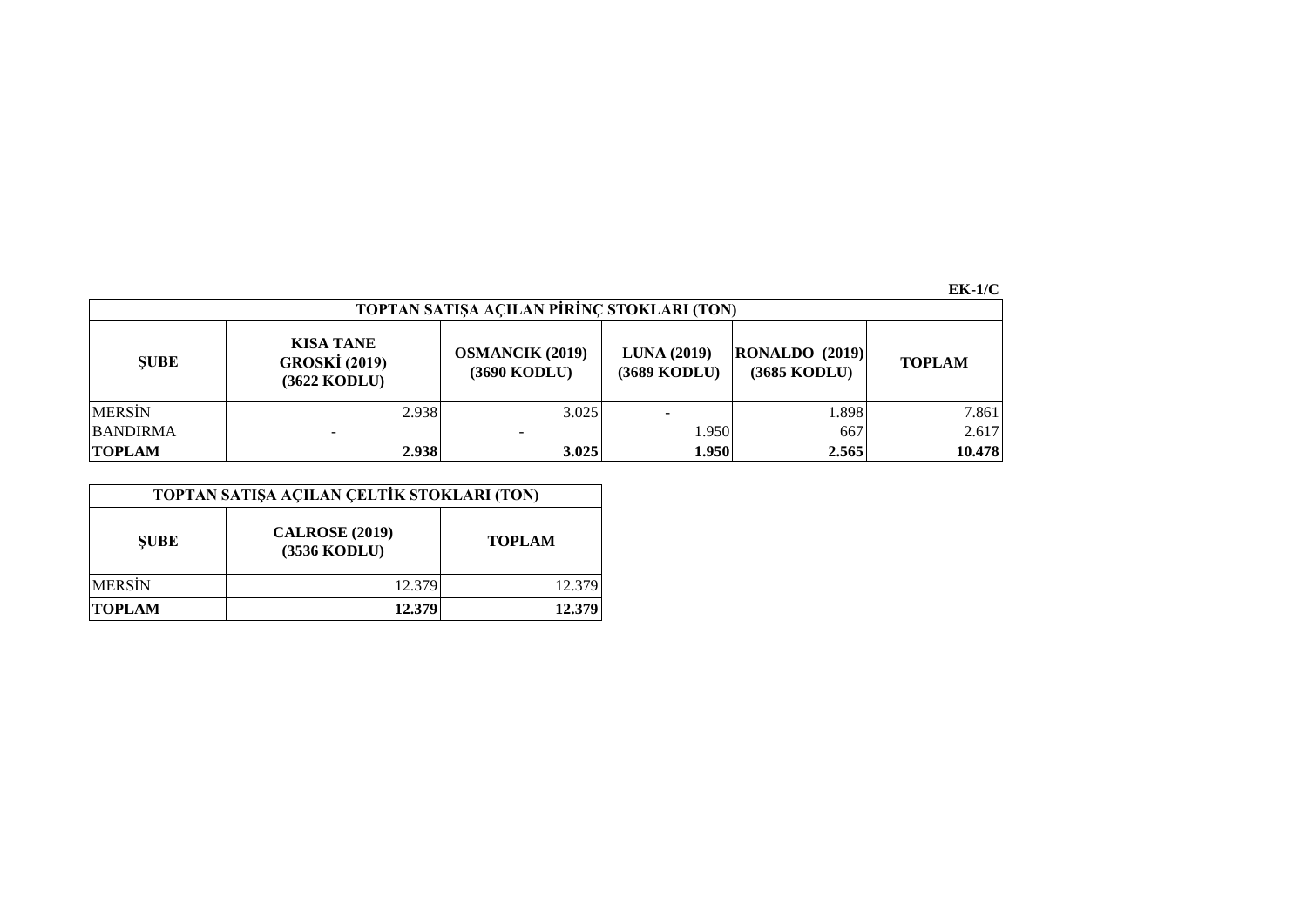**EK-1/C**

| TOPTAN SATIŞA AÇILAN PİRİNÇ STOKLARI (TON) | | | | | |
|---|---|---|---|---|---|
| **ŞUBE** | **KISA TANE GROSKİ (2019) (3622 KODLU)** | **OSMANCIK (2019) (3690 KODLU)** | **LUNA (2019) (3689 KODLU)** | **RONALDO (2019) (3685 KODLU)** | **TOPLAM** |
| MERSİN | 2.938 | 3.025 | - | 1.898 | 7.861 |
| BANDIRMA | - | - | 1.950 | 667 | 2.617 |
| **TOPLAM** | **2.938** | **3.025** | **1.950** | **2.565** | **10.478** |

| TOPTAN SATIŞA AÇILAN ÇELTİK STOKLARI (TON) | | |
|---|---|---|
| **ŞUBE** | **CALROSE (2019) (3536 KODLU)** | **TOPLAM** |
| MERSİN | 12.379 | 12.379 |
| **TOPLAM** | **12.379** | **12.379** |